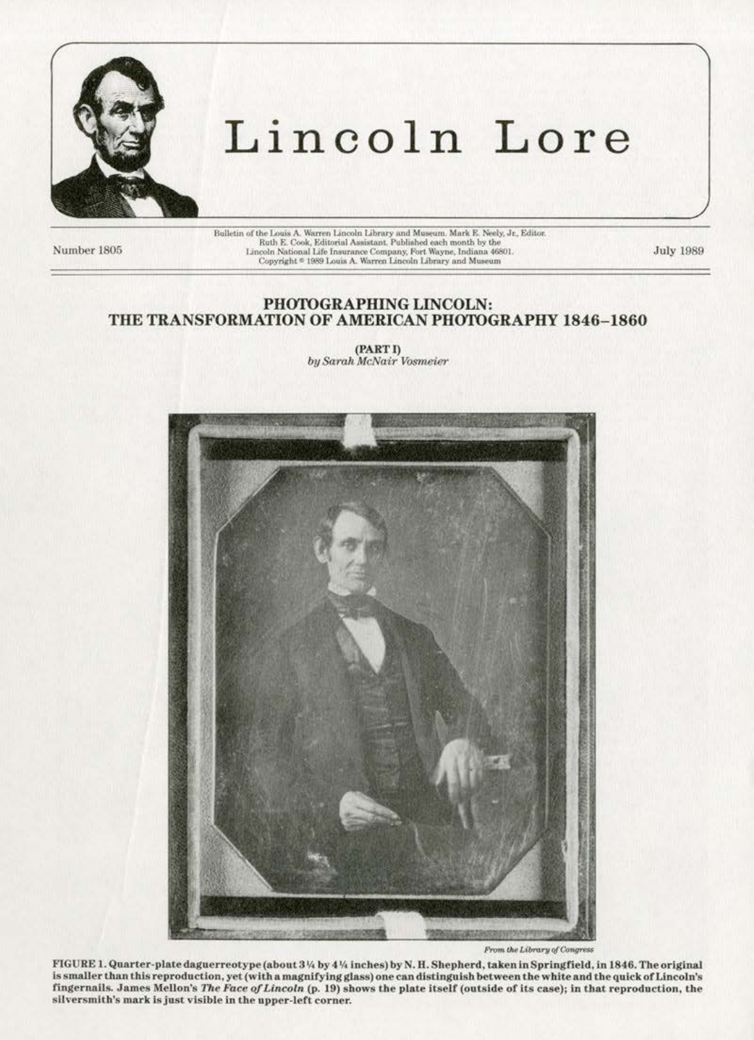# Lincoln Lore

Bulletin of the Louis A. Warren Lincoln Library and Museum. Mark E. Neely, Jr., Editor.
Ruth E. Cook, Editorial Assistant. Published each month by the
Lincoln National Life Insurance Company, Fort Wayne, Indiana 46801.
Copyright © 1989 Louis A. Warren Lincoln Library and Museum

Number 1805

July 1989

## PHOTOGRAPHING LINCOLN: THE TRANSFORMATION OF AMERICAN PHOTOGRAPHY 1846–1860

**(PART I)**
*by Sarah McNair Vosmeier*

*From the Library of Congress*

**FIGURE 1. Quarter-plate daguerreotype (about 3¼ by 4¼ inches) by N. H. Shepherd, taken in Springfield, in 1846. The original is smaller than this reproduction, yet (with a magnifying glass) one can distinguish between the white and the quick of Lincoln's fingernails. James Mellon's *The Face of Lincoln* (p. 19) shows the plate itself (outside of its case); in that reproduction, the silversmith's mark is just visible in the upper-left corner.**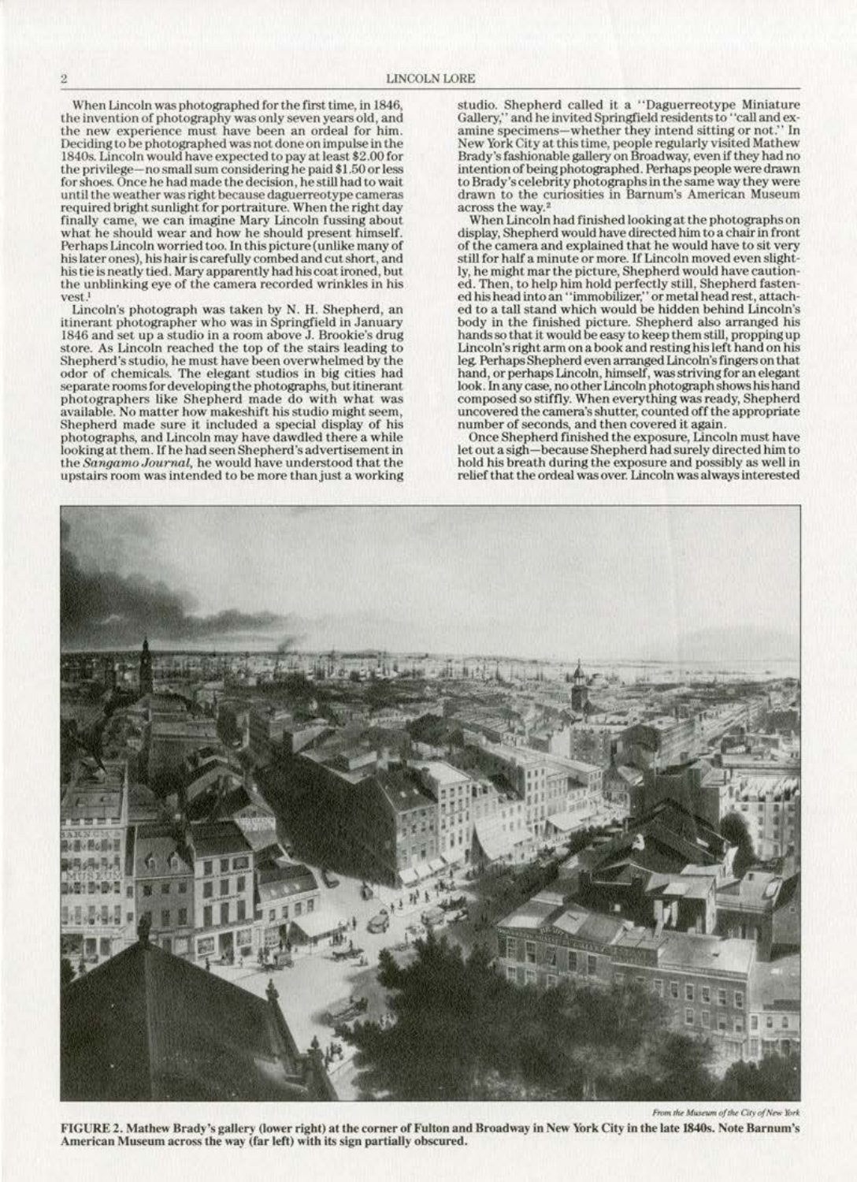When Lincoln was photographed for the first time, in 1846, the invention of photography was only seven years old, and the new experience must have been an ordeal for him. Deciding to be photographed was not done on impulse in the 1840s. Lincoln would have expected to pay at least $2.00 for the privilege—no small sum considering he paid $1.50 or less for shoes. Once he had made the decision, he still had to wait until the weather was right because daguerreotype cameras required bright sunlight for portraiture. When the right day finally came, we can imagine Mary Lincoln fussing about what he should wear and how he should present himself. Perhaps Lincoln worried too. In this picture (unlike many of his later ones), his hair is carefully combed and cut short, and his tie is neatly tied. Mary apparently had his coat ironed, but the unblinking eye of the camera recorded wrinkles in his vest.[1]

Lincoln's photograph was taken by N. H. Shepherd, an itinerant photographer who was in Springfield in January 1846 and set up a studio in a room above J. Brookie's drug store. As Lincoln reached the top of the stairs leading to Shepherd's studio, he must have been overwhelmed by the odor of chemicals. The elegant studios in big cities had separate rooms for developing the photographs, but itinerant photographers like Shepherd made do with what was available. No matter how makeshift his studio might seem, Shepherd made sure it included a special display of his photographs, and Lincoln may have dawdled there a while looking at them. If he had seen Shepherd's advertisement in the *Sangamo Journal*, he would have understood that the upstairs room was intended to be more than just a working studio. Shepherd called it a "Daguerreotype Miniature Gallery," and he invited Springfield residents to "call and examine specimens—whether they intend sitting or not." In New York City at this time, people regularly visited Mathew Brady's fashionable gallery on Broadway, even if they had no intention of being photographed. Perhaps people were drawn to Brady's celebrity photographs in the same way they were drawn to the curiosities in Barnum's American Museum across the way.[2]

When Lincoln had finished looking at the photographs on display, Shepherd would have directed him to a chair in front of the camera and explained that he would have to sit very still for half a minute or more. If Lincoln moved even slightly, he might mar the picture, Shepherd would have cautioned. Then, to help him hold perfectly still, Shepherd fastened his head into an "immobilizer," or metal head rest, attached to a tall stand which would be hidden behind Lincoln's body in the finished picture. Shepherd also arranged his hands so that it would be easy to keep them still, propping up Lincoln's right arm on a book and resting his left hand on his leg. Perhaps Shepherd even arranged Lincoln's fingers on that hand, or perhaps Lincoln, himself, was striving for an elegant look. In any case, no other Lincoln photograph shows his hand composed so stiffly. When everything was ready, Shepherd uncovered the camera's shutter, counted off the appropriate number of seconds, and then covered it again.

Once Shepherd finished the exposure, Lincoln must have let out a sigh—because Shepherd had surely directed him to hold his breath during the exposure and possibly as well in relief that the ordeal was over. Lincoln was always interested

*From the Museum of the City of New York*

**FIGURE 2. Mathew Brady's gallery (lower right) at the corner of Fulton and Broadway in New York City in the late 1840s. Note Barnum's American Museum across the way (far left) with its sign partially obscured.**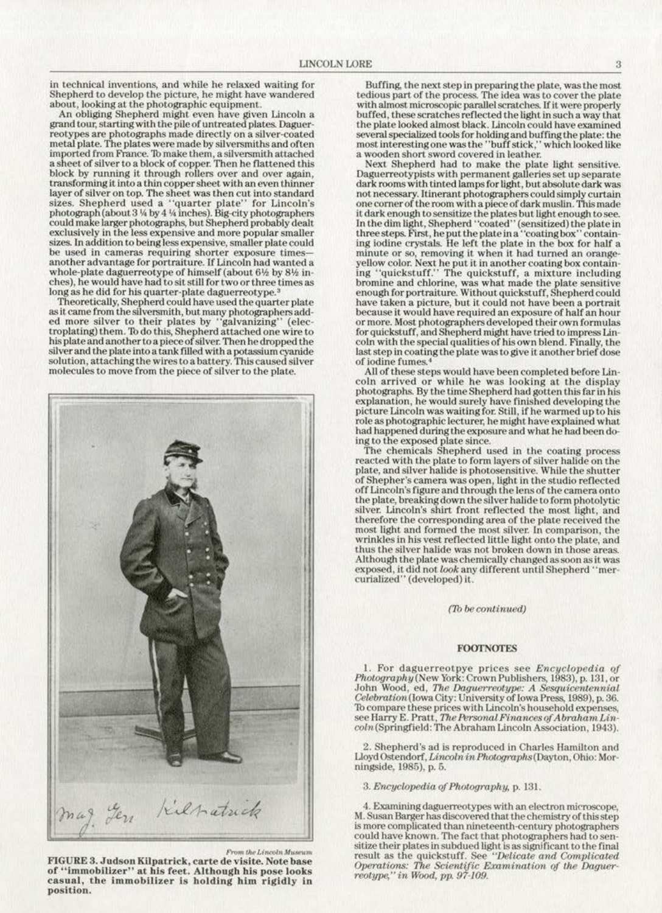in technical inventions, and while he relaxed waiting for Shepherd to develop the picture, he might have wandered about, looking at the photographic equipment.

An obliging Shepherd might even have given Lincoln a grand tour, starting with the pile of untreated plates. Daguerreotypes are photographs made directly on a silver-coated metal plate. The plates were made by silversmiths and often imported from France. To make them, a silversmith attached a sheet of silver to a block of copper. Then he flattened this block by running it through rollers over and over again, transforming it into a thin copper sheet with an even thinner layer of silver on top. The sheet was then cut into standard sizes. Shepherd used a "quarter plate" for Lincoln's photograph (about 3 ¼ by 4 ¼ inches). Big-city photographers could make larger photographs, but Shepherd probably dealt exclusively in the less expensive and more popular smaller sizes. In addition to being less expensive, smaller plate could be used in cameras requiring shorter exposure times— another advantage for portraiture. If Lincoln had wanted a whole-plate daguerreotype of himself (about 6½ by 8½ inches), he would have had to sit still for two or three times as long as he did for his quarter-plate daguerreotype.[3]

Theoretically, Shepherd could have used the quarter plate as it came from the silversmith, but many photographers added more silver to their plates by "galvanizing" (electroplating) them. To do this, Shepherd attached one wire to his plate and another to a piece of silver. Then he dropped the silver and the plate into a tank filled with a potassium cyanide solution, attaching the wires to a battery. This caused silver molecules to move from the piece of silver to the plate.

*From the Lincoln Museum*

**FIGURE 3. Judson Kilpatrick, carte de visite. Note base of "immobilizer" at his feet. Although his pose looks casual, the immobilizer is holding him rigidly in position.**

Buffing, the next step in preparing the plate, was the most tedious part of the process. The idea was to cover the plate with almost microscopic parallel scratches. If it were properly buffed, these scratches reflected the light in such a way that the plate looked almost black. Lincoln could have examined several specialized tools for holding and buffing the plate: the most interesting one was the "buff stick," which looked like a wooden short sword covered in leather.

Next Shepherd had to make the plate light sensitive. Daguerreotypists with permanent galleries set up separate dark rooms with tinted lamps for light, but absolute dark was not necessary. Itinerant photographers could simply curtain one corner of the room with a piece of dark muslin. This made it dark enough to sensitize the plates but light enough to see. In the dim light, Shepherd "coated" (sensitized) the plate in three steps. First, he put the plate in a "coating box" containing iodine crystals. He left the plate in the box for half a minute or so, removing it when it had turned an orange-yellow color. Next he put it in another coating box containing "quickstuff." The quickstuff, a mixture including bromine and chlorine, was what made the plate sensitive enough for portraiture. Without quickstuff, Shepherd could have taken a picture, but it could not have been a portrait because it would have required an exposure of half an hour or more. Most photographers developed their own formulas for quickstuff, and Shepherd might have tried to impress Lincoln with the special qualities of his own blend. Finally, the last step in coating the plate was to give it another brief dose of iodine fumes.[4]

All of these steps would have been completed before Lincoln arrived or while he was looking at the display photographs. By the time Shepherd had gotten this far in his explanation, he would surely have finished developing the picture Lincoln was waiting for. Still, if he warmed up to his role as photographic lecturer, he might have explained what had happened during the exposure and what he had been doing to the exposed plate since.

The chemicals Shepherd used in the coating process reacted with the plate to form layers of silver halide on the plate, and silver halide is photosensitive. While the shutter of Shepher's camera was open, light in the studio reflected off Lincoln's figure and through the lens of the camera onto the plate, breaking down the silver halide to form photolytic silver. Lincoln's shirt front reflected the most light, and therefore the corresponding area of the plate received the most light and formed the most silver. In comparison, the wrinkles in his vest reflected little light onto the plate, and thus the silver halide was not broken down in those areas. Although the plate was chemically changed as soon as it was exposed, it did not *look* any different until Shepherd "mercurialized" (developed) it.

*(To be continued)*

## FOOTNOTES

1. For daguerreotpye prices see *Encyclopedia of Photography* (New York: Crown Publishers, 1983), p. 131, or John Wood, ed, *The Daguerreotype: A Sesquicentennial Celebration* (Iowa City: University of Iowa Press, 1989), p. 36. To compare these prices with Lincoln's household expenses, see Harry E. Pratt, *The Personal Finances of Abraham Lincoln* (Springfield: The Abraham Lincoln Association, 1943).

2. Shepherd's ad is reproduced in Charles Hamilton and Lloyd Ostendorf, *Lincoln in Photographs* (Dayton, Ohio: Morningside, 1985), p. 5.

3. *Encyclopedia of Photography*, p. 131.

4. Examining daguerreotypes with an electron microscope, M. Susan Barger has discovered that the chemistry of this step is more complicated than nineteenth-century photographers could have known. The fact that photographers had to sensitize their plates in subdued light is as significant to the final result as the quickstuff. See *"Delicate and Complicated Operations: The Scientific Examination of the Daguerreotype,"* in Wood, pp. 97-109.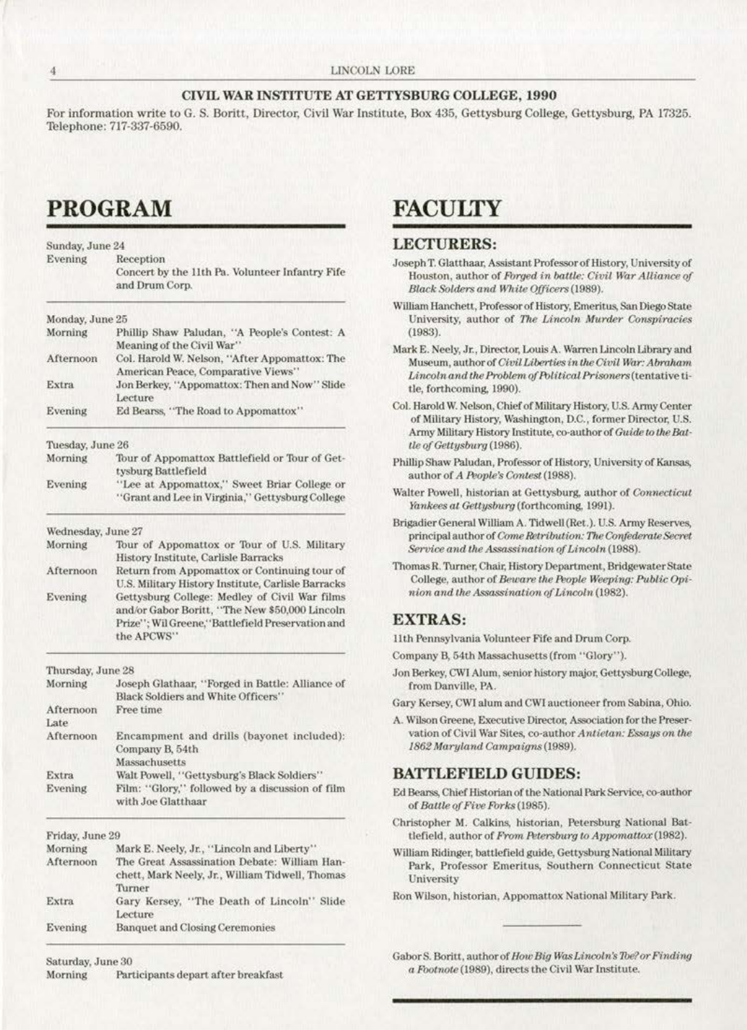## CIVIL WAR INSTITUTE AT GETTYSBURG COLLEGE, 1990

For information write to G. S. Boritt, Director, Civil War Institute, Box 435, Gettysburg College, Gettysburg, PA 17325. Telephone: 717-337-6590.

# PROGRAM

**Sunday, June 24**

| | |
|---|---|
| Evening | Reception<br>Concert by the 11th Pa. Volunteer Infantry Fife and Drum Corp. |

**Monday, June 25**

| | |
|---|---|
| Morning | Phillip Shaw Paludan, "A People's Contest: A Meaning of the Civil War" |
| Afternoon | Col. Harold W. Nelson, "After Appomattox: The American Peace, Comparative Views" |
| Extra | Jon Berkey, "Appomattox: Then and Now" Slide Lecture |
| Evening | Ed Bearss, "The Road to Appomattox" |

**Tuesday, June 26**

| | |
|---|---|
| Morning | Tour of Appomattox Battlefield or Tour of Gettysburg Battlefield |
| Evening | "Lee at Appomattox," Sweet Briar College or "Grant and Lee in Virginia," Gettysburg College |

**Wednesday, June 27**

| | |
|---|---|
| Morning | Tour of Appomattox or Tour of U.S. Military History Institute, Carlisle Barracks |
| Afternoon | Return from Appomattox or Continuing tour of U.S. Military History Institute, Carlisle Barracks |
| Evening | Gettysburg College: Medley of Civil War films and/or Gabor Boritt, "The New $50,000 Lincoln Prize"; Wil Greene, "Battlefield Preservation and the APCWS" |

**Thursday, June 28**

| | |
|---|---|
| Morning | Joseph Glathaar, "Forged in Battle: Alliance of Black Soldiers and White Officers" |
| Afternoon | Free time |
| Late Afternoon | Encampment and drills (bayonet included): Company B, 54th Massachusetts |
| Extra | Walt Powell, "Gettysburg's Black Soldiers" |
| Evening | Film: "Glory," followed by a discussion of film with Joe Glatthaar |

**Friday, June 29**

| | |
|---|---|
| Morning | Mark E. Neely, Jr., "Lincoln and Liberty" |
| Afternoon | The Great Assassination Debate: William Hanchett, Mark Neely, Jr., William Tidwell, Thomas Turner |
| Extra | Gary Kersey, "The Death of Lincoln" Slide Lecture |
| Evening | Banquet and Closing Ceremonies |

**Saturday, June 30**

| | |
|---|---|
| Morning | Participants depart after breakfast |

# FACULTY

## LECTURERS:

Joseph T. Glatthaar, Assistant Professor of History, University of Houston, author of *Forged in battle: Civil War Alliance of Black Soldiers and White Officers* (1989).

William Hanchett, Professor of History, Emeritus, San Diego State University, author of *The Lincoln Murder Conspiracies* (1983).

Mark E. Neely, Jr., Director, Louis A. Warren Lincoln Library and Museum, author of *Civil Liberties in the Civil War: Abraham Lincoln and the Problem of Political Prisoners* (tentative title, forthcoming, 1990).

Col. Harold W. Nelson, Chief of Military History, U.S. Army Center of Military History, Washington, D.C., former Director, U.S. Army Military History Institute, co-author of *Guide to the Battle of Gettysburg* (1986).

Phillip Shaw Paludan, Professor of History, University of Kansas, author of *A People's Contest* (1988).

Walter Powell, historian at Gettysburg, author of *Connecticut Yankees at Gettysburg* (forthcoming, 1991).

Brigadier General William A. Tidwell (Ret.). U.S. Army Reserves, principal author of *Come Retribution: The Confederate Secret Service and the Assassination of Lincoln* (1988).

Thomas R. Turner, Chair, History Department, Bridgewater State College, author of *Beware the People Weeping: Public Opinion and the Assassination of Lincoln* (1982).

## EXTRAS:

11th Pennsylvania Volunteer Fife and Drum Corp.

Company B, 54th Massachusetts (from "Glory").

Jon Berkey, CWI Alum, senior history major, Gettysburg College, from Danville, PA.

Gary Kersey, CWI alum and CWI auctioneer from Sabina, Ohio.

A. Wilson Greene, Executive Director, Association for the Preservation of Civil War Sites, co-author *Antietan: Essays on the 1862 Maryland Campaigns* (1989).

## BATTLEFIELD GUIDES:

Ed Bearss, Chief Historian of the National Park Service, co-author of *Battle of Five Forks* (1985).

Christopher M. Calkins, historian, Petersburg National Battlefield, author of *From Petersburg to Appomattox* (1982).

William Ridinger, battlefield guide, Gettysburg National Military Park, Professor Emeritus, Southern Connecticut State University

Ron Wilson, historian, Appomattox National Military Park.

---

Gabor S. Boritt, author of *How Big Was Lincoln's Toe? or Finding a Footnote* (1989), directs the Civil War Institute.